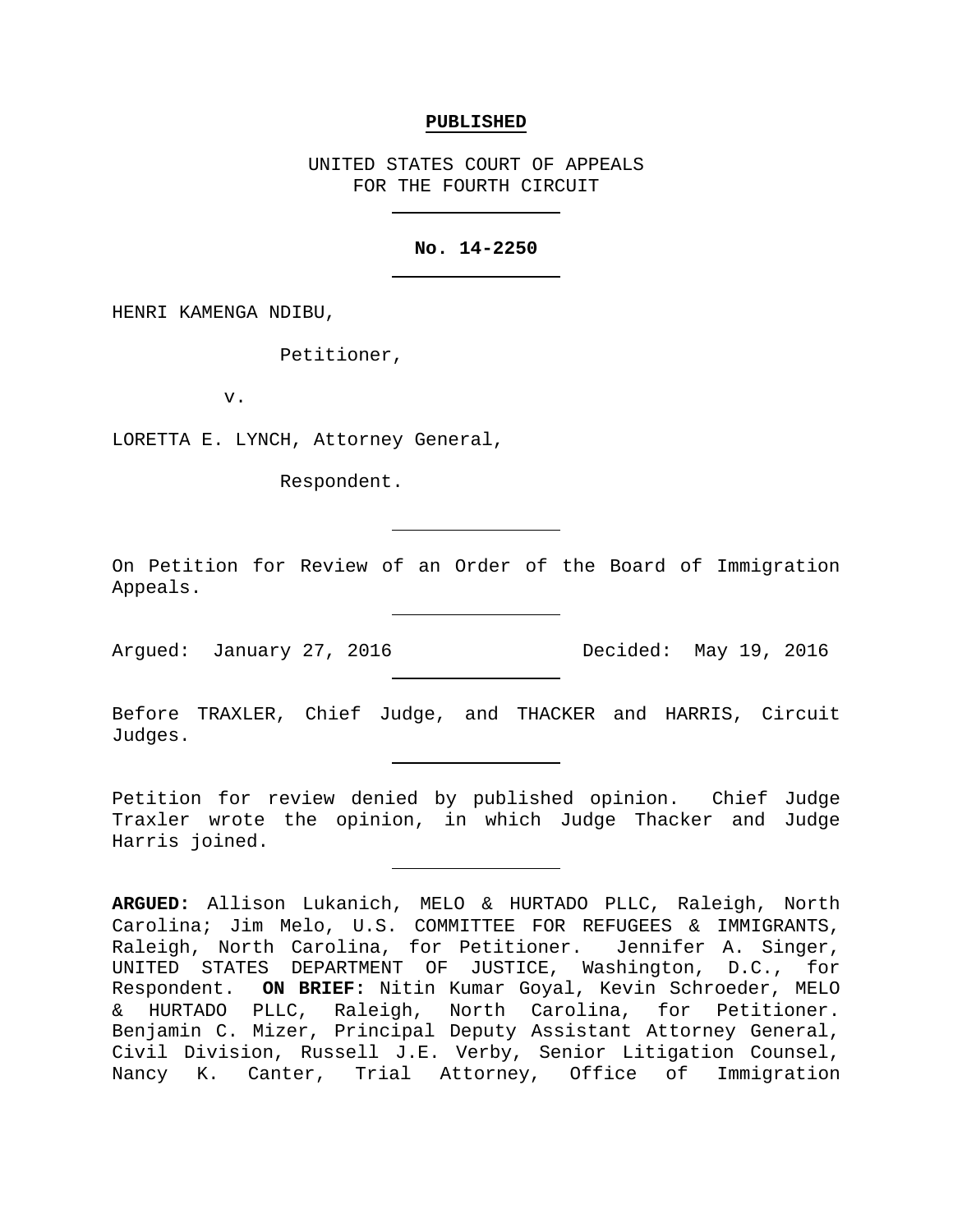**PUBLISHED**

UNITED STATES COURT OF APPEALS
FOR THE FOURTH CIRCUIT

---

**No. 14-2250**

---

HENRI KAMENGA NDIBU,

Petitioner,

v.

LORETTA E. LYNCH, Attorney General,

Respondent.

---

On Petition for Review of an Order of the Board of Immigration Appeals.

---

Argued: January 27, 2016 Decided: May 19, 2016

---

Before TRAXLER, Chief Judge, and THACKER and HARRIS, Circuit Judges.

---

Petition for review denied by published opinion. Chief Judge Traxler wrote the opinion, in which Judge Thacker and Judge Harris joined.

---

**ARGUED:** Allison Lukanich, MELO & HURTADO PLLC, Raleigh, North Carolina; Jim Melo, U.S. COMMITTEE FOR REFUGEES & IMMIGRANTS, Raleigh, North Carolina, for Petitioner. Jennifer A. Singer, UNITED STATES DEPARTMENT OF JUSTICE, Washington, D.C., for Respondent. **ON BRIEF:** Nitin Kumar Goyal, Kevin Schroeder, MELO & HURTADO PLLC, Raleigh, North Carolina, for Petitioner. Benjamin C. Mizer, Principal Deputy Assistant Attorney General, Civil Division, Russell J.E. Verby, Senior Litigation Counsel, Nancy K. Canter, Trial Attorney, Office of Immigration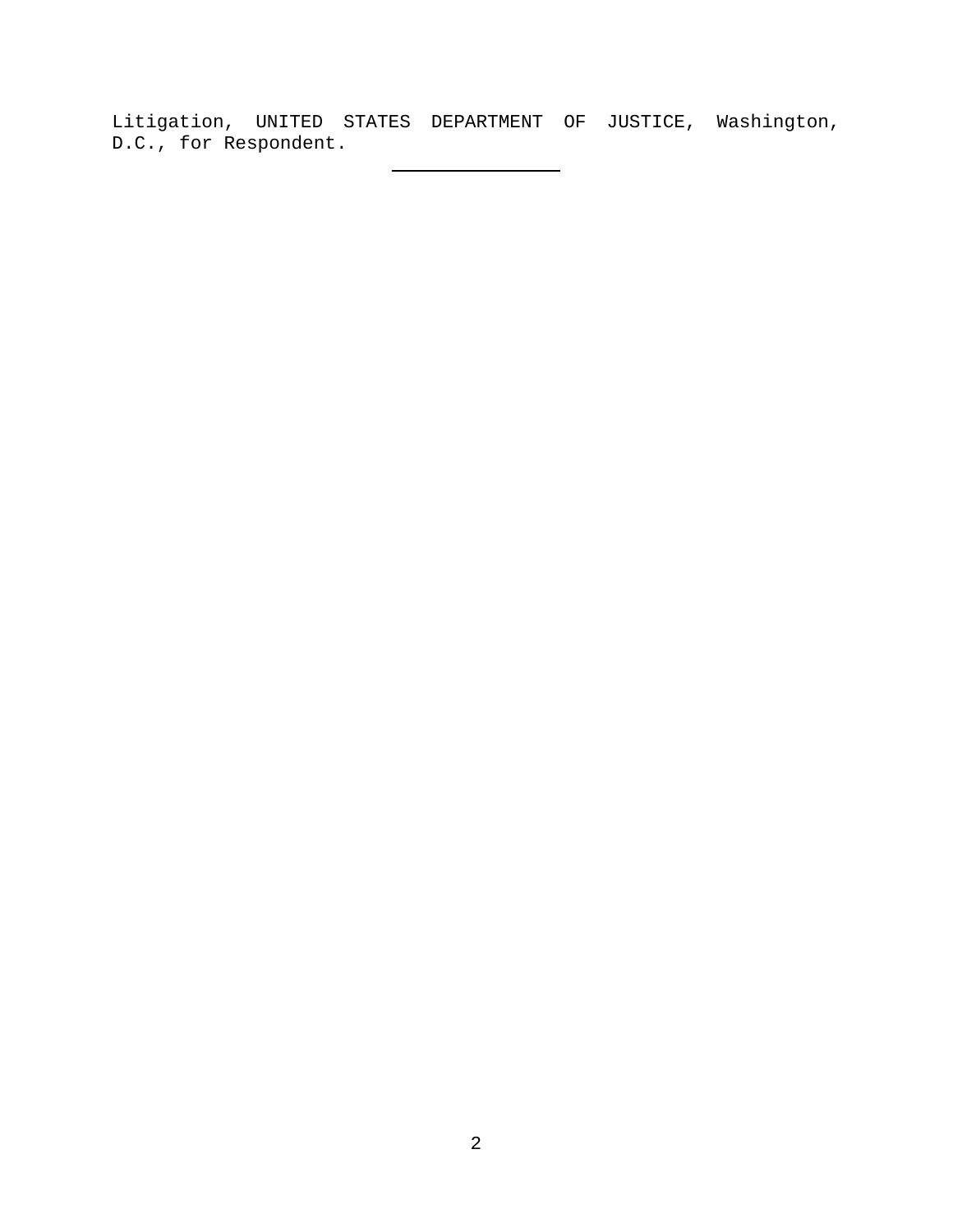Litigation, UNITED STATES DEPARTMENT OF JUSTICE, Washington, D.C., for Respondent.

---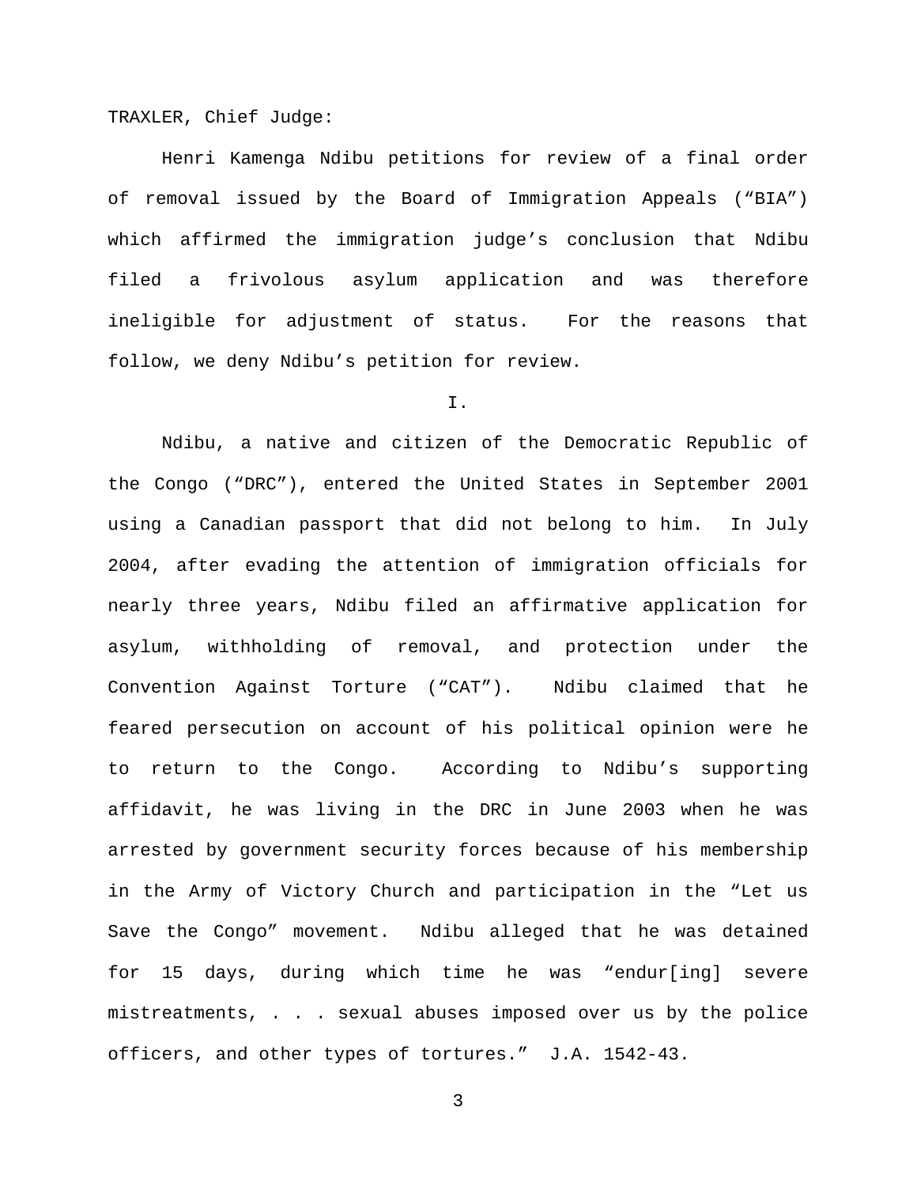TRAXLER, Chief Judge:

Henri Kamenga Ndibu petitions for review of a final order of removal issued by the Board of Immigration Appeals ("BIA") which affirmed the immigration judge's conclusion that Ndibu filed a frivolous asylum application and was therefore ineligible for adjustment of status. For the reasons that follow, we deny Ndibu's petition for review.

I.

Ndibu, a native and citizen of the Democratic Republic of the Congo ("DRC"), entered the United States in September 2001 using a Canadian passport that did not belong to him. In July 2004, after evading the attention of immigration officials for nearly three years, Ndibu filed an affirmative application for asylum, withholding of removal, and protection under the Convention Against Torture ("CAT"). Ndibu claimed that he feared persecution on account of his political opinion were he to return to the Congo. According to Ndibu's supporting affidavit, he was living in the DRC in June 2003 when he was arrested by government security forces because of his membership in the Army of Victory Church and participation in the "Let us Save the Congo" movement. Ndibu alleged that he was detained for 15 days, during which time he was "endur[ing] severe mistreatments, . . . sexual abuses imposed over us by the police officers, and other types of tortures." J.A. 1542-43.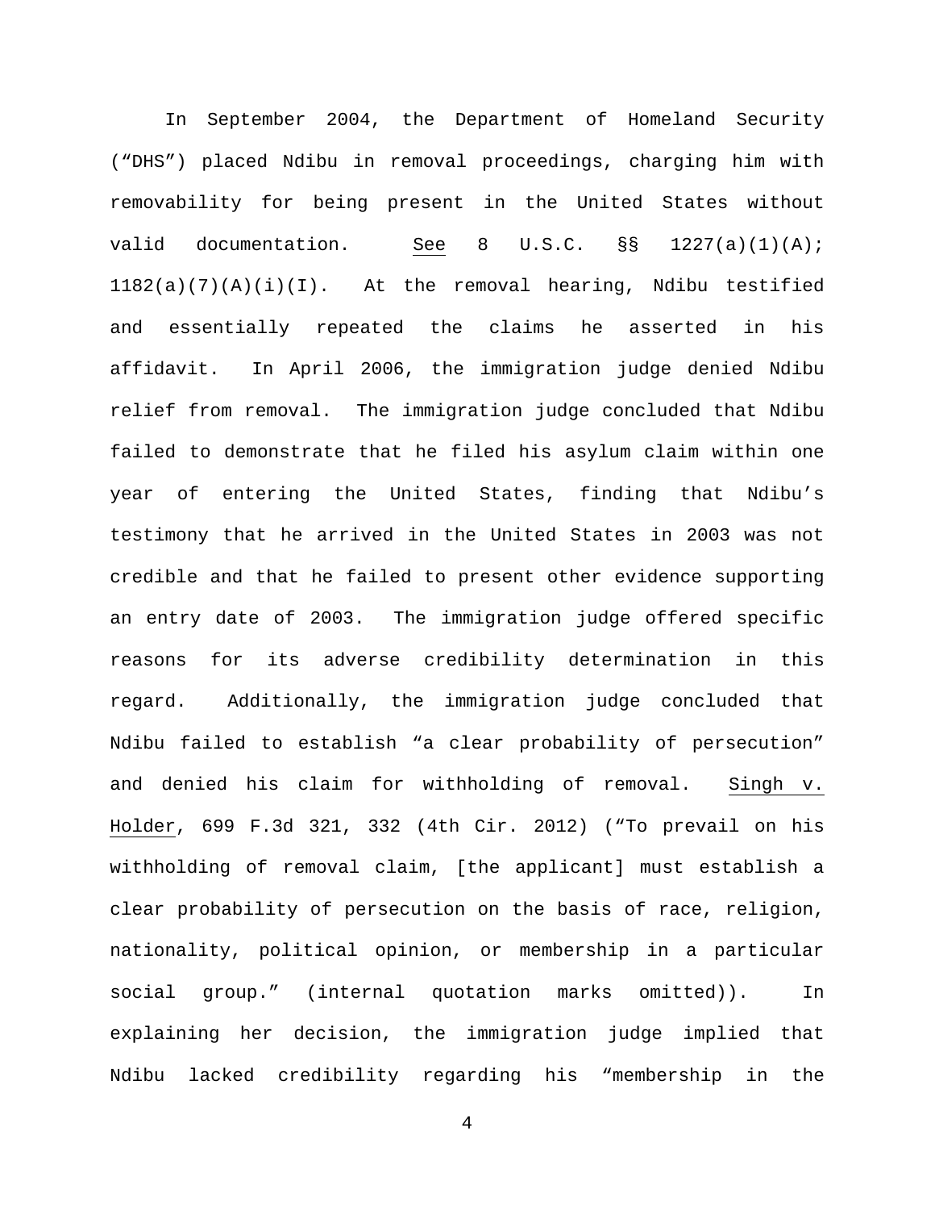In September 2004, the Department of Homeland Security ("DHS") placed Ndibu in removal proceedings, charging him with removability for being present in the United States without valid documentation. See 8 U.S.C. §§ 1227(a)(1)(A); 1182(a)(7)(A)(i)(I). At the removal hearing, Ndibu testified and essentially repeated the claims he asserted in his affidavit. In April 2006, the immigration judge denied Ndibu relief from removal. The immigration judge concluded that Ndibu failed to demonstrate that he filed his asylum claim within one year of entering the United States, finding that Ndibu's testimony that he arrived in the United States in 2003 was not credible and that he failed to present other evidence supporting an entry date of 2003. The immigration judge offered specific reasons for its adverse credibility determination in this regard. Additionally, the immigration judge concluded that Ndibu failed to establish "a clear probability of persecution" and denied his claim for withholding of removal. Singh v. Holder, 699 F.3d 321, 332 (4th Cir. 2012) ("To prevail on his withholding of removal claim, [the applicant] must establish a clear probability of persecution on the basis of race, religion, nationality, political opinion, or membership in a particular social group." (internal quotation marks omitted)). In explaining her decision, the immigration judge implied that Ndibu lacked credibility regarding his "membership in the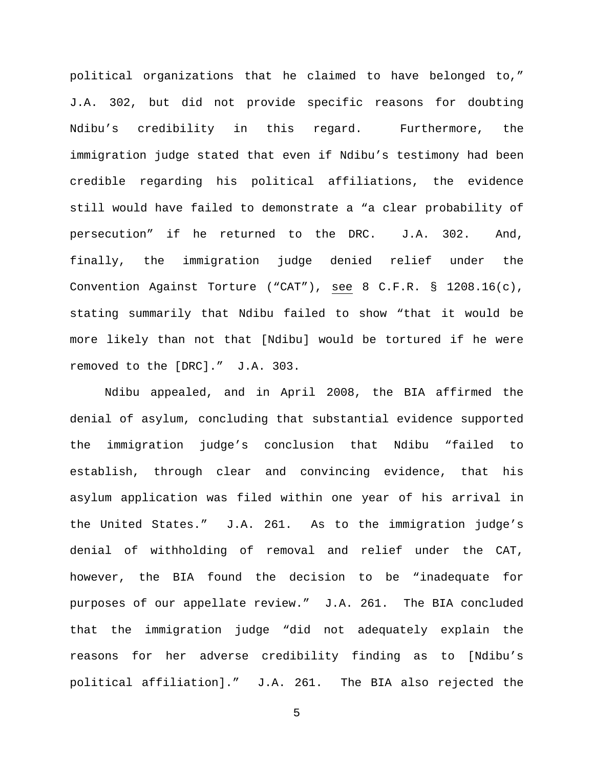political organizations that he claimed to have belonged to," J.A. 302, but did not provide specific reasons for doubting Ndibu's credibility in this regard. Furthermore, the immigration judge stated that even if Ndibu's testimony had been credible regarding his political affiliations, the evidence still would have failed to demonstrate a "a clear probability of persecution" if he returned to the DRC. J.A. 302. And, finally, the immigration judge denied relief under the Convention Against Torture ("CAT"), see 8 C.F.R. § 1208.16(c), stating summarily that Ndibu failed to show "that it would be more likely than not that [Ndibu] would be tortured if he were removed to the [DRC]." J.A. 303.

Ndibu appealed, and in April 2008, the BIA affirmed the denial of asylum, concluding that substantial evidence supported the immigration judge's conclusion that Ndibu "failed to establish, through clear and convincing evidence, that his asylum application was filed within one year of his arrival in the United States." J.A. 261. As to the immigration judge's denial of withholding of removal and relief under the CAT, however, the BIA found the decision to be "inadequate for purposes of our appellate review." J.A. 261. The BIA concluded that the immigration judge "did not adequately explain the reasons for her adverse credibility finding as to [Ndibu's political affiliation]." J.A. 261. The BIA also rejected the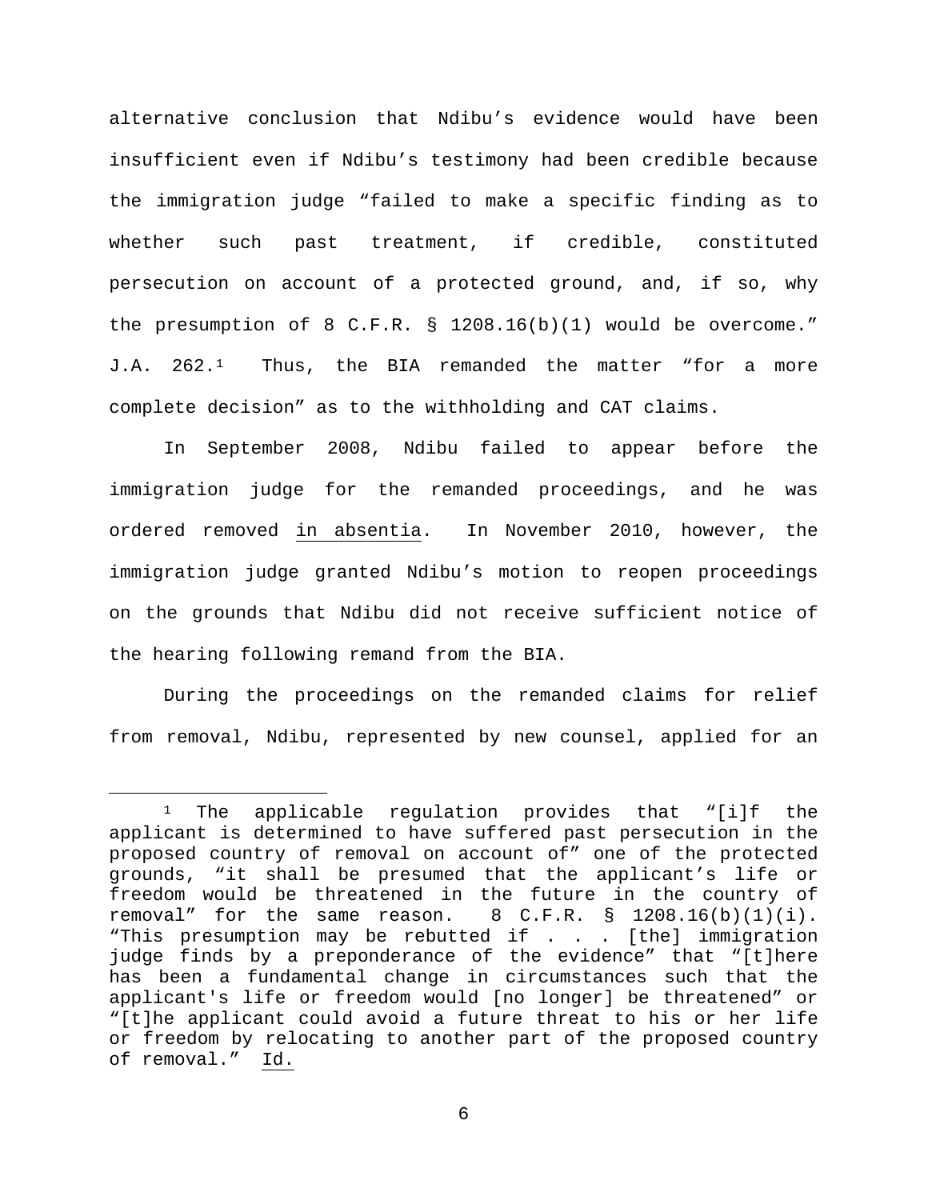alternative conclusion that Ndibu's evidence would have been insufficient even if Ndibu's testimony had been credible because the immigration judge "failed to make a specific finding as to whether such past treatment, if credible, constituted persecution on account of a protected ground, and, if so, why the presumption of 8 C.F.R. § 1208.16(b)(1) would be overcome." J.A. 262.[1] Thus, the BIA remanded the matter "for a more complete decision" as to the withholding and CAT claims.

In September 2008, Ndibu failed to appear before the immigration judge for the remanded proceedings, and he was ordered removed in absentia. In November 2010, however, the immigration judge granted Ndibu's motion to reopen proceedings on the grounds that Ndibu did not receive sufficient notice of the hearing following remand from the BIA.

During the proceedings on the remanded claims for relief from removal, Ndibu, represented by new counsel, applied for an

---

[1] The applicable regulation provides that "[i]f the applicant is determined to have suffered past persecution in the proposed country of removal on account of" one of the protected grounds, "it shall be presumed that the applicant's life or freedom would be threatened in the future in the country of removal" for the same reason. 8 C.F.R. § 1208.16(b)(1)(i). "This presumption may be rebutted if . . . [the] immigration judge finds by a preponderance of the evidence" that "[t]here has been a fundamental change in circumstances such that the applicant's life or freedom would [no longer] be threatened" or "[t]he applicant could avoid a future threat to his or her life or freedom by relocating to another part of the proposed country of removal." Id.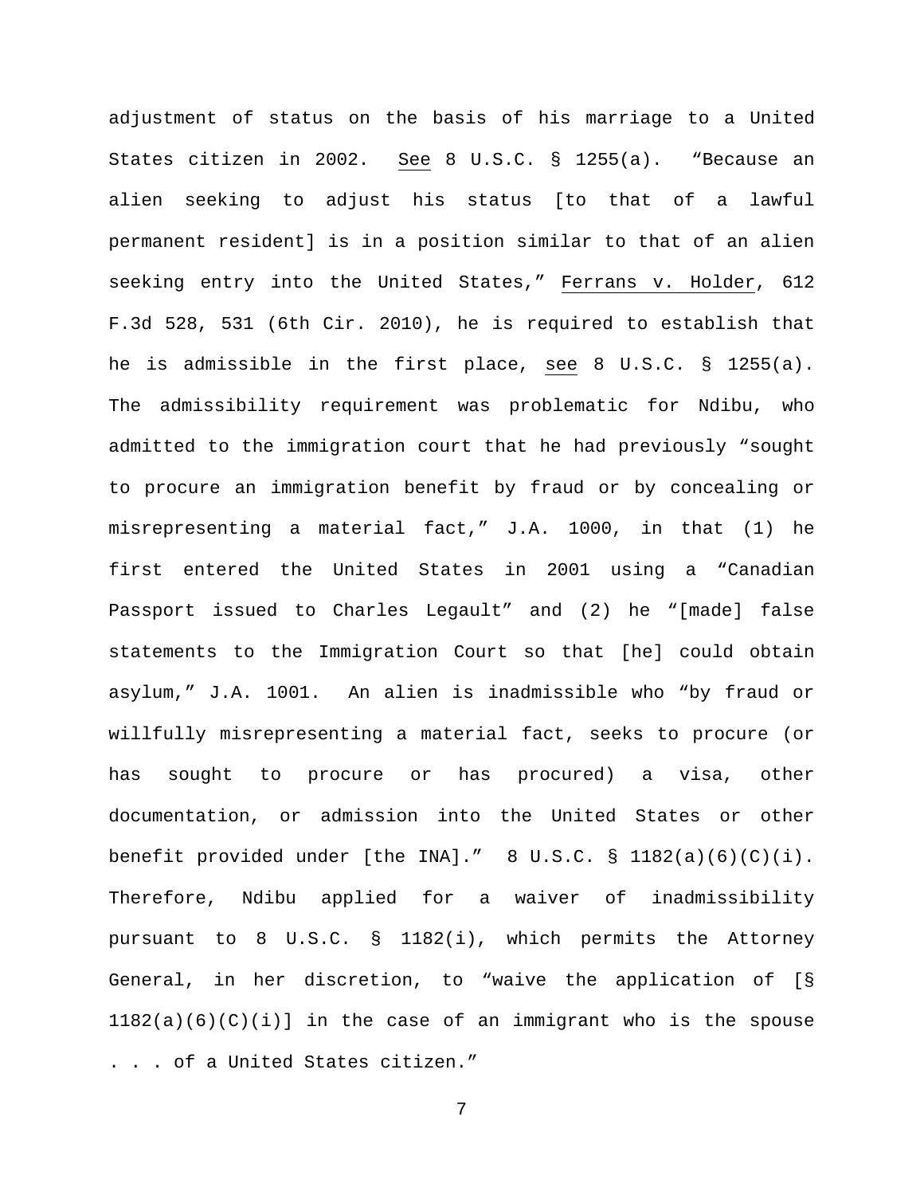adjustment of status on the basis of his marriage to a United States citizen in 2002. See 8 U.S.C. § 1255(a). "Because an alien seeking to adjust his status [to that of a lawful permanent resident] is in a position similar to that of an alien seeking entry into the United States," Ferrans v. Holder, 612 F.3d 528, 531 (6th Cir. 2010), he is required to establish that he is admissible in the first place, see 8 U.S.C. § 1255(a). The admissibility requirement was problematic for Ndibu, who admitted to the immigration court that he had previously "sought to procure an immigration benefit by fraud or by concealing or misrepresenting a material fact," J.A. 1000, in that (1) he first entered the United States in 2001 using a "Canadian Passport issued to Charles Legault" and (2) he "[made] false statements to the Immigration Court so that [he] could obtain asylum," J.A. 1001. An alien is inadmissible who "by fraud or willfully misrepresenting a material fact, seeks to procure (or has sought to procure or has procured) a visa, other documentation, or admission into the United States or other benefit provided under [the INA]." 8 U.S.C. § 1182(a)(6)(C)(i). Therefore, Ndibu applied for a waiver of inadmissibility pursuant to 8 U.S.C. § 1182(i), which permits the Attorney General, in her discretion, to "waive the application of [§ 1182(a)(6)(C)(i)] in the case of an immigrant who is the spouse . . . of a United States citizen."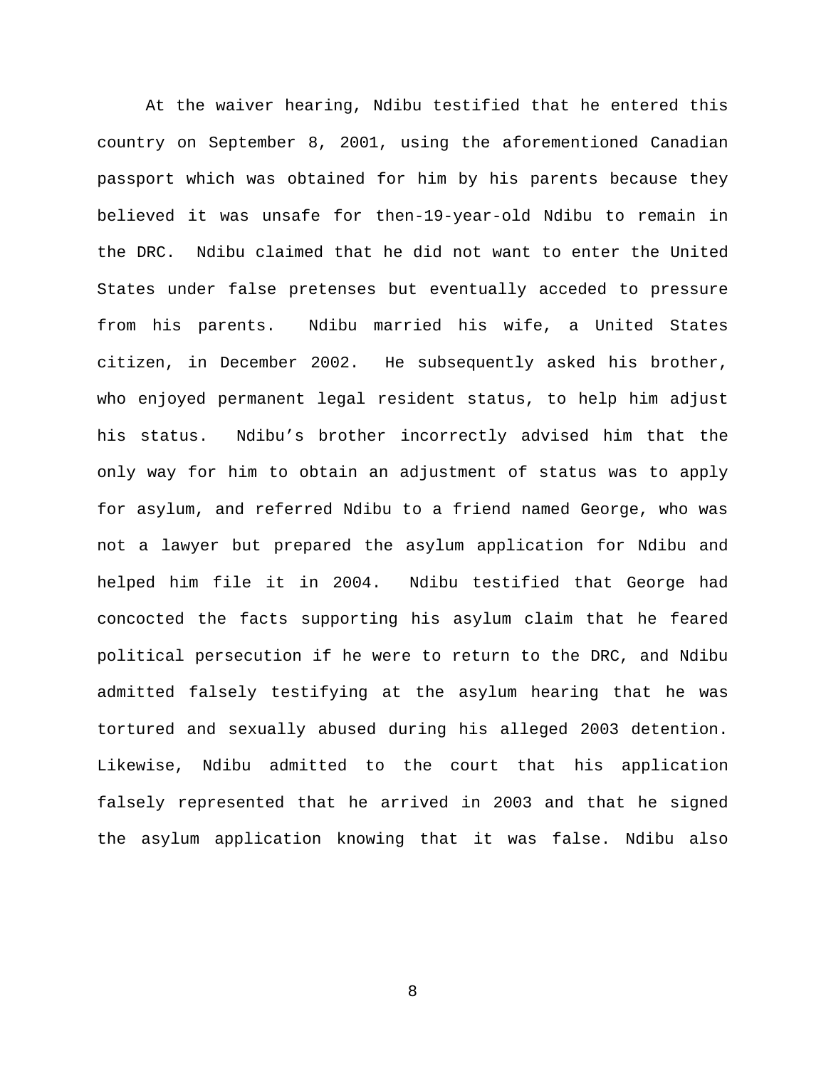At the waiver hearing, Ndibu testified that he entered this country on September 8, 2001, using the aforementioned Canadian passport which was obtained for him by his parents because they believed it was unsafe for then-19-year-old Ndibu to remain in the DRC. Ndibu claimed that he did not want to enter the United States under false pretenses but eventually acceded to pressure from his parents. Ndibu married his wife, a United States citizen, in December 2002. He subsequently asked his brother, who enjoyed permanent legal resident status, to help him adjust his status. Ndibu's brother incorrectly advised him that the only way for him to obtain an adjustment of status was to apply for asylum, and referred Ndibu to a friend named George, who was not a lawyer but prepared the asylum application for Ndibu and helped him file it in 2004. Ndibu testified that George had concocted the facts supporting his asylum claim that he feared political persecution if he were to return to the DRC, and Ndibu admitted falsely testifying at the asylum hearing that he was tortured and sexually abused during his alleged 2003 detention. Likewise, Ndibu admitted to the court that his application falsely represented that he arrived in 2003 and that he signed the asylum application knowing that it was false. Ndibu also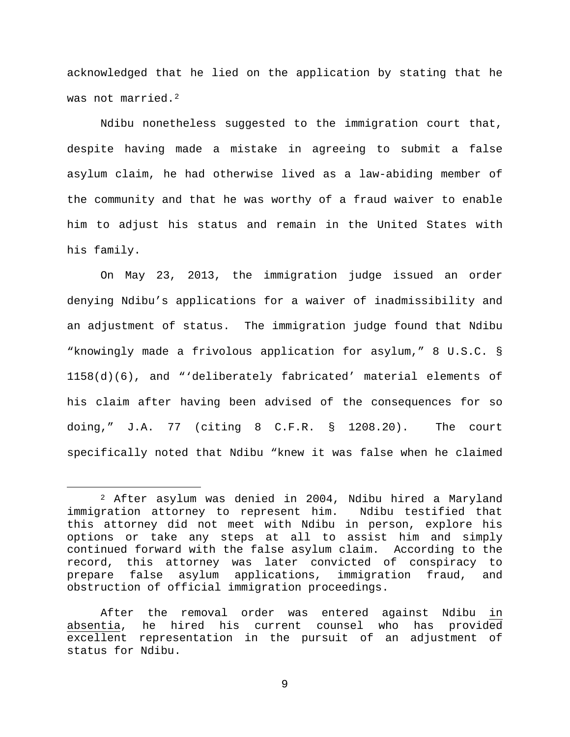acknowledged that he lied on the application by stating that he was not married.[2]

Ndibu nonetheless suggested to the immigration court that, despite having made a mistake in agreeing to submit a false asylum claim, he had otherwise lived as a law-abiding member of the community and that he was worthy of a fraud waiver to enable him to adjust his status and remain in the United States with his family.

On May 23, 2013, the immigration judge issued an order denying Ndibu's applications for a waiver of inadmissibility and an adjustment of status. The immigration judge found that Ndibu "knowingly made a frivolous application for asylum," 8 U.S.C. § 1158(d)(6), and "'deliberately fabricated' material elements of his claim after having been advised of the consequences for so doing," J.A. 77 (citing 8 C.F.R. § 1208.20). The court specifically noted that Ndibu "knew it was false when he claimed

---

[2] After asylum was denied in 2004, Ndibu hired a Maryland immigration attorney to represent him. Ndibu testified that this attorney did not meet with Ndibu in person, explore his options or take any steps at all to assist him and simply continued forward with the false asylum claim. According to the record, this attorney was later convicted of conspiracy to prepare false asylum applications, immigration fraud, and obstruction of official immigration proceedings.

After the removal order was entered against Ndibu _in absentia_, he hired his current counsel who has provided excellent representation in the pursuit of an adjustment of status for Ndibu.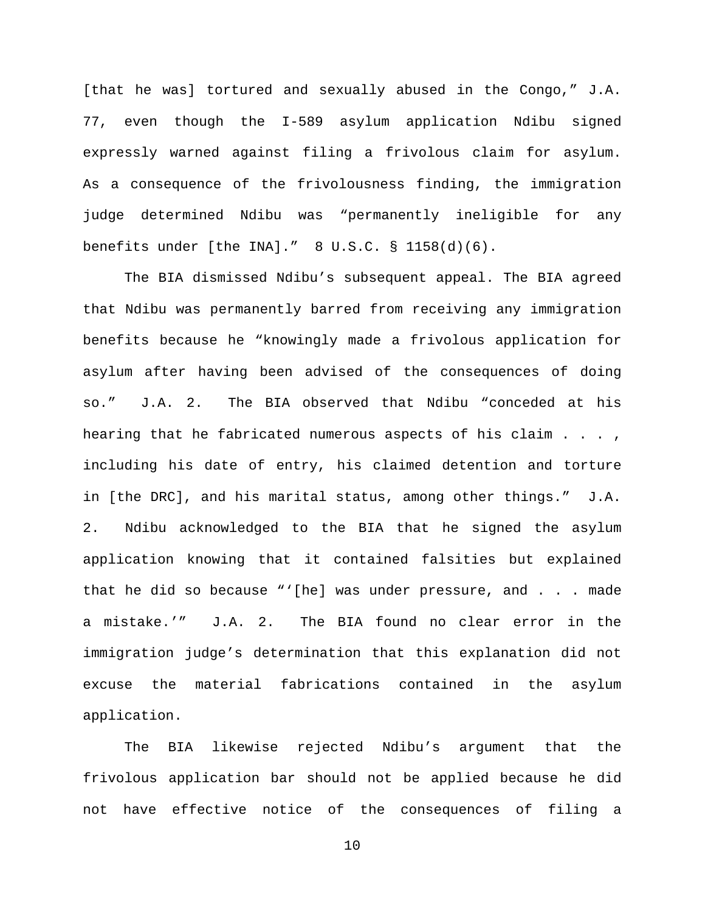[that he was] tortured and sexually abused in the Congo," J.A. 77, even though the I-589 asylum application Ndibu signed expressly warned against filing a frivolous claim for asylum. As a consequence of the frivolousness finding, the immigration judge determined Ndibu was "permanently ineligible for any benefits under [the INA]." 8 U.S.C. § 1158(d)(6).

The BIA dismissed Ndibu's subsequent appeal. The BIA agreed that Ndibu was permanently barred from receiving any immigration benefits because he "knowingly made a frivolous application for asylum after having been advised of the consequences of doing so." J.A. 2. The BIA observed that Ndibu "conceded at his hearing that he fabricated numerous aspects of his claim . . . , including his date of entry, his claimed detention and torture in [the DRC], and his marital status, among other things." J.A. 2. Ndibu acknowledged to the BIA that he signed the asylum application knowing that it contained falsities but explained that he did so because "'[he] was under pressure, and . . . made a mistake.'" J.A. 2. The BIA found no clear error in the immigration judge's determination that this explanation did not excuse the material fabrications contained in the asylum application.

The BIA likewise rejected Ndibu's argument that the frivolous application bar should not be applied because he did not have effective notice of the consequences of filing a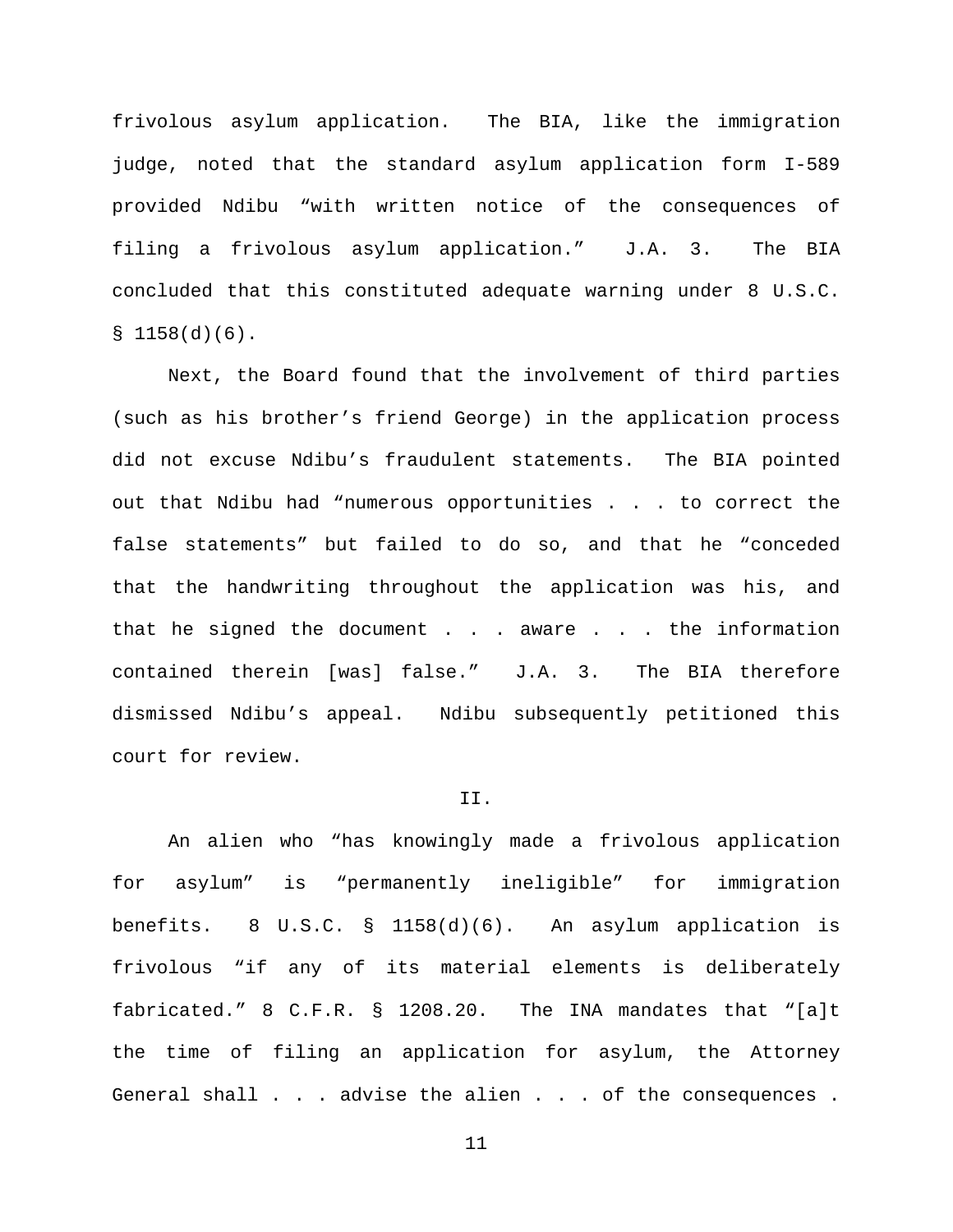frivolous asylum application. The BIA, like the immigration judge, noted that the standard asylum application form I-589 provided Ndibu "with written notice of the consequences of filing a frivolous asylum application." J.A. 3. The BIA concluded that this constituted adequate warning under 8 U.S.C. § 1158(d)(6).

Next, the Board found that the involvement of third parties (such as his brother's friend George) in the application process did not excuse Ndibu's fraudulent statements. The BIA pointed out that Ndibu had "numerous opportunities . . . to correct the false statements" but failed to do so, and that he "conceded that the handwriting throughout the application was his, and that he signed the document . . . aware . . . the information contained therein [was] false." J.A. 3. The BIA therefore dismissed Ndibu's appeal. Ndibu subsequently petitioned this court for review.

## II.

An alien who "has knowingly made a frivolous application for asylum" is "permanently ineligible" for immigration benefits. 8 U.S.C. § 1158(d)(6). An asylum application is frivolous "if any of its material elements is deliberately fabricated." 8 C.F.R. § 1208.20. The INA mandates that "[a]t the time of filing an application for asylum, the Attorney General shall . . . advise the alien . . . of the consequences .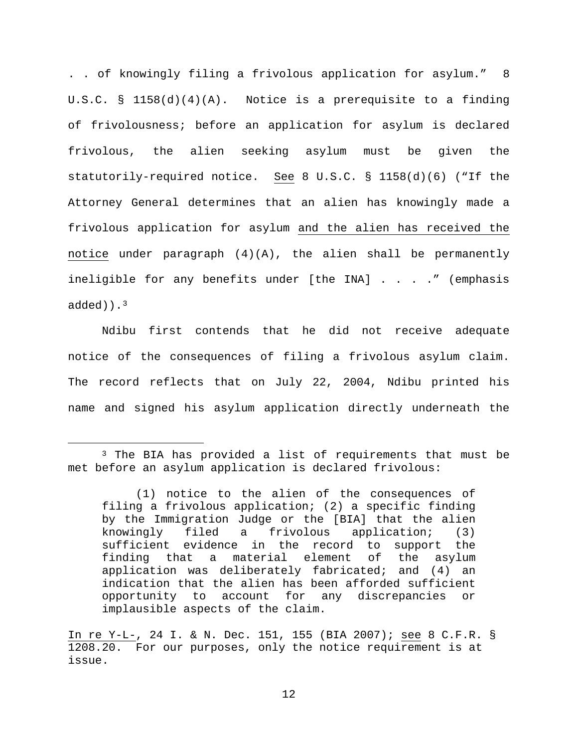. . of knowingly filing a frivolous application for asylum." 8 U.S.C. § 1158(d)(4)(A). Notice is a prerequisite to a finding of frivolousness; before an application for asylum is declared frivolous, the alien seeking asylum must be given the statutorily-required notice. See 8 U.S.C. § 1158(d)(6) ("If the Attorney General determines that an alien has knowingly made a frivolous application for asylum and the alien has received the notice under paragraph (4)(A), the alien shall be permanently ineligible for any benefits under [the INA] . . . ." (emphasis added)).[3]

Ndibu first contends that he did not receive adequate notice of the consequences of filing a frivolous asylum claim. The record reflects that on July 22, 2004, Ndibu printed his name and signed his asylum application directly underneath the

---

[3] The BIA has provided a list of requirements that must be met before an asylum application is declared frivolous:

> (1) notice to the alien of the consequences of filing a frivolous application; (2) a specific finding by the Immigration Judge or the [BIA] that the alien knowingly filed a frivolous application; (3) sufficient evidence in the record to support the finding that a material element of the asylum application was deliberately fabricated; and (4) an indication that the alien has been afforded sufficient opportunity to account for any discrepancies or implausible aspects of the claim.

In re Y-L-, 24 I. & N. Dec. 151, 155 (BIA 2007); see 8 C.F.R. § 1208.20. For our purposes, only the notice requirement is at issue.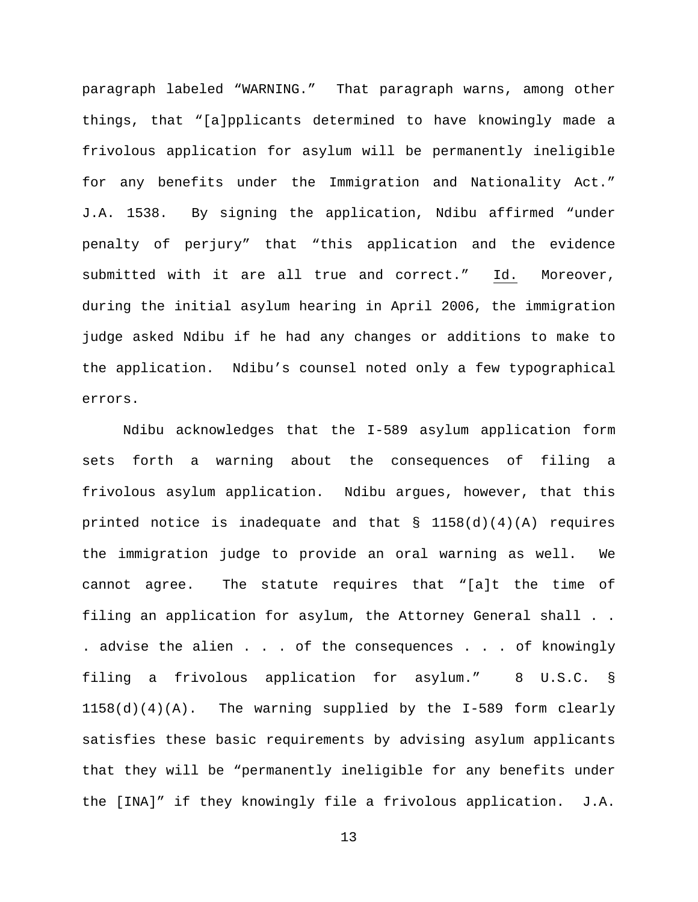paragraph labeled "WARNING." That paragraph warns, among other things, that "[a]pplicants determined to have knowingly made a frivolous application for asylum will be permanently ineligible for any benefits under the Immigration and Nationality Act." J.A. 1538. By signing the application, Ndibu affirmed "under penalty of perjury" that "this application and the evidence submitted with it are all true and correct." Id. Moreover, during the initial asylum hearing in April 2006, the immigration judge asked Ndibu if he had any changes or additions to make to the application. Ndibu's counsel noted only a few typographical errors.

Ndibu acknowledges that the I-589 asylum application form sets forth a warning about the consequences of filing a frivolous asylum application. Ndibu argues, however, that this printed notice is inadequate and that § 1158(d)(4)(A) requires the immigration judge to provide an oral warning as well. We cannot agree. The statute requires that "[a]t the time of filing an application for asylum, the Attorney General shall . . . advise the alien . . . of the consequences . . . of knowingly filing a frivolous application for asylum." 8 U.S.C. § 1158(d)(4)(A). The warning supplied by the I-589 form clearly satisfies these basic requirements by advising asylum applicants that they will be "permanently ineligible for any benefits under the [INA]" if they knowingly file a frivolous application. J.A.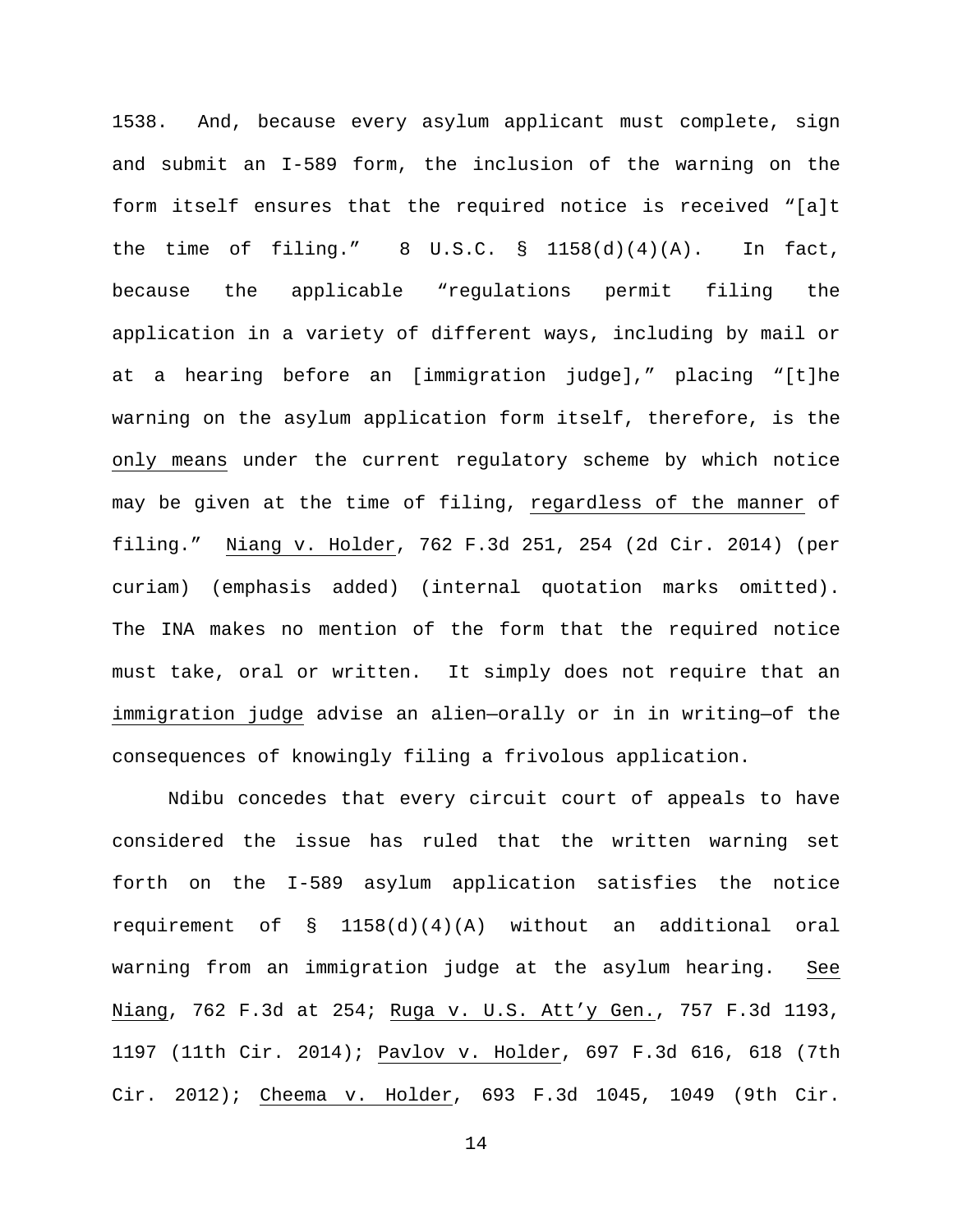1538. And, because every asylum applicant must complete, sign and submit an I-589 form, the inclusion of the warning on the form itself ensures that the required notice is received "[a]t the time of filing." 8 U.S.C. § 1158(d)(4)(A). In fact, because the applicable "regulations permit filing the application in a variety of different ways, including by mail or at a hearing before an [immigration judge]," placing "[t]he warning on the asylum application form itself, therefore, is the <u>only means</u> under the current regulatory scheme by which notice may be given at the time of filing, <u>regardless of the manner</u> of filing." <u>Niang v. Holder</u>, 762 F.3d 251, 254 (2d Cir. 2014) (per curiam) (emphasis added) (internal quotation marks omitted). The INA makes no mention of the form that the required notice must take, oral or written. It simply does not require that an <u>immigration judge</u> advise an alien—orally or in in writing—of the consequences of knowingly filing a frivolous application.

Ndibu concedes that every circuit court of appeals to have considered the issue has ruled that the written warning set forth on the I-589 asylum application satisfies the notice requirement of § 1158(d)(4)(A) without an additional oral warning from an immigration judge at the asylum hearing. <u>See</u> <u>Niang</u>, 762 F.3d at 254; <u>Ruga v. U.S. Att'y Gen.</u>, 757 F.3d 1193, 1197 (11th Cir. 2014); <u>Pavlov v. Holder</u>, 697 F.3d 616, 618 (7th Cir. 2012); <u>Cheema v. Holder</u>, 693 F.3d 1045, 1049 (9th Cir.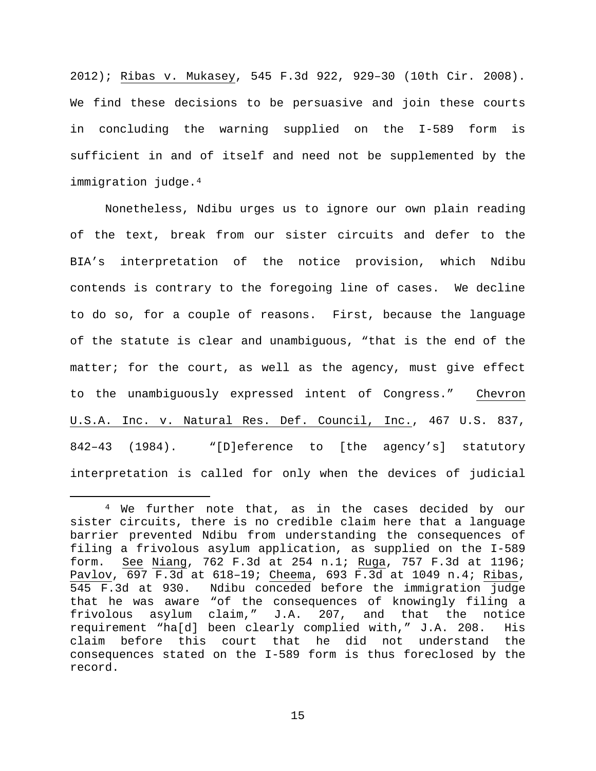2012); Ribas v. Mukasey, 545 F.3d 922, 929–30 (10th Cir. 2008). We find these decisions to be persuasive and join these courts in concluding the warning supplied on the I-589 form is sufficient in and of itself and need not be supplemented by the immigration judge.[4]

Nonetheless, Ndibu urges us to ignore our own plain reading of the text, break from our sister circuits and defer to the BIA's interpretation of the notice provision, which Ndibu contends is contrary to the foregoing line of cases. We decline to do so, for a couple of reasons. First, because the language of the statute is clear and unambiguous, "that is the end of the matter; for the court, as well as the agency, must give effect to the unambiguously expressed intent of Congress." Chevron U.S.A. Inc. v. Natural Res. Def. Council, Inc., 467 U.S. 837, 842–43 (1984). "[D]eference to [the agency's] statutory interpretation is called for only when the devices of judicial

---

[4] We further note that, as in the cases decided by our sister circuits, there is no credible claim here that a language barrier prevented Ndibu from understanding the consequences of filing a frivolous asylum application, as supplied on the I-589 form. See Niang, 762 F.3d at 254 n.1; Ruga, 757 F.3d at 1196; Pavlov, 697 F.3d at 618–19; Cheema, 693 F.3d at 1049 n.4; Ribas, 545 F.3d at 930. Ndibu conceded before the immigration judge that he was aware "of the consequences of knowingly filing a frivolous asylum claim," J.A. 207, and that the notice requirement "ha[d] been clearly complied with," J.A. 208. His claim before this court that he did not understand the consequences stated on the I-589 form is thus foreclosed by the record.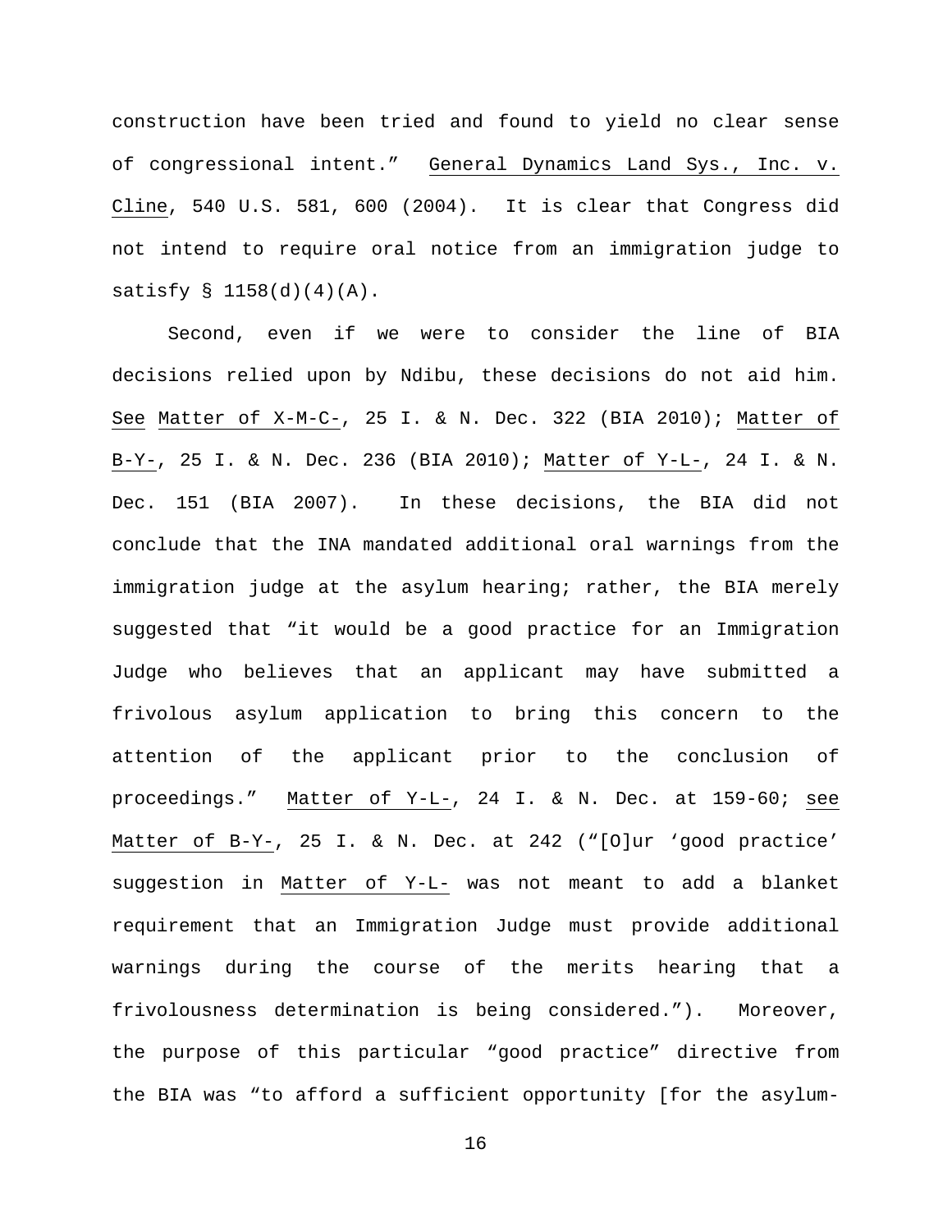construction have been tried and found to yield no clear sense of congressional intent." General Dynamics Land Sys., Inc. v. Cline, 540 U.S. 581, 600 (2004). It is clear that Congress did not intend to require oral notice from an immigration judge to satisfy § 1158(d)(4)(A).

Second, even if we were to consider the line of BIA decisions relied upon by Ndibu, these decisions do not aid him. See Matter of X-M-C-, 25 I. & N. Dec. 322 (BIA 2010); Matter of B-Y-, 25 I. & N. Dec. 236 (BIA 2010); Matter of Y-L-, 24 I. & N. Dec. 151 (BIA 2007). In these decisions, the BIA did not conclude that the INA mandated additional oral warnings from the immigration judge at the asylum hearing; rather, the BIA merely suggested that "it would be a good practice for an Immigration Judge who believes that an applicant may have submitted a frivolous asylum application to bring this concern to the attention of the applicant prior to the conclusion of proceedings." Matter of Y-L-, 24 I. & N. Dec. at 159-60; see Matter of B-Y-, 25 I. & N. Dec. at 242 ("[O]ur 'good practice' suggestion in Matter of Y-L- was not meant to add a blanket requirement that an Immigration Judge must provide additional warnings during the course of the merits hearing that a frivolousness determination is being considered."). Moreover, the purpose of this particular "good practice" directive from the BIA was "to afford a sufficient opportunity [for the asylum-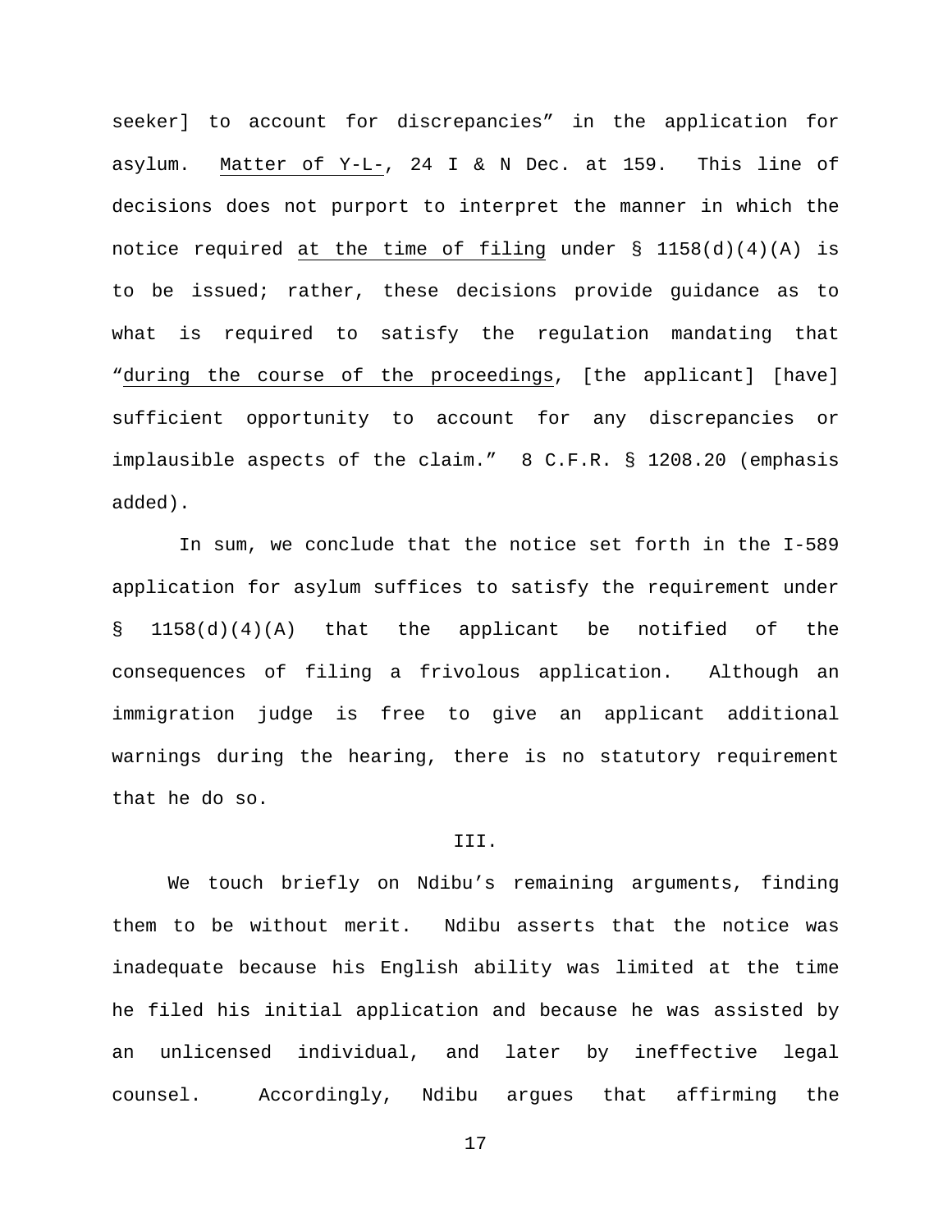seeker] to account for discrepancies" in the application for asylum. Matter of Y-L-, 24 I & N Dec. at 159. This line of decisions does not purport to interpret the manner in which the notice required <u>at the time of filing</u> under § 1158(d)(4)(A) is to be issued; rather, these decisions provide guidance as to what is required to satisfy the regulation mandating that "<u>during the course of the proceedings</u>, [the applicant] [have] sufficient opportunity to account for any discrepancies or implausible aspects of the claim." 8 C.F.R. § 1208.20 (emphasis added).

In sum, we conclude that the notice set forth in the I-589 application for asylum suffices to satisfy the requirement under § 1158(d)(4)(A) that the applicant be notified of the consequences of filing a frivolous application. Although an immigration judge is free to give an applicant additional warnings during the hearing, there is no statutory requirement that he do so.

## III.

We touch briefly on Ndibu's remaining arguments, finding them to be without merit. Ndibu asserts that the notice was inadequate because his English ability was limited at the time he filed his initial application and because he was assisted by an unlicensed individual, and later by ineffective legal counsel. Accordingly, Ndibu argues that affirming the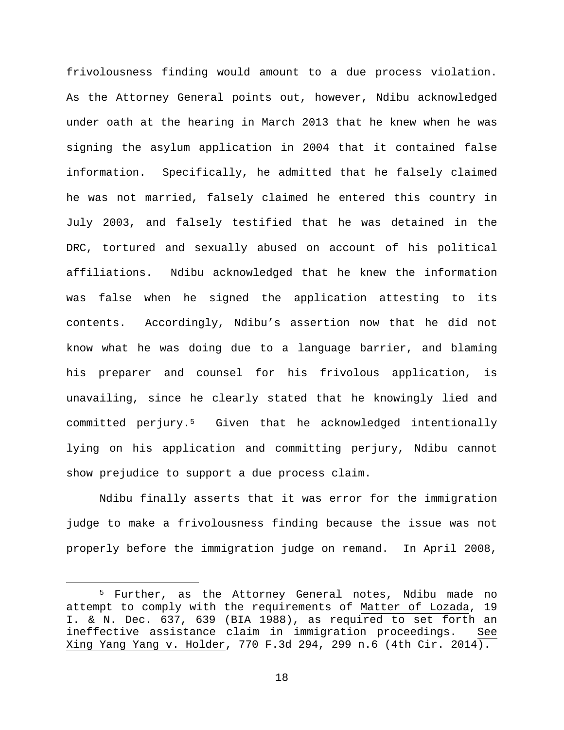frivolousness finding would amount to a due process violation. As the Attorney General points out, however, Ndibu acknowledged under oath at the hearing in March 2013 that he knew when he was signing the asylum application in 2004 that it contained false information. Specifically, he admitted that he falsely claimed he was not married, falsely claimed he entered this country in July 2003, and falsely testified that he was detained in the DRC, tortured and sexually abused on account of his political affiliations. Ndibu acknowledged that he knew the information was false when he signed the application attesting to its contents. Accordingly, Ndibu's assertion now that he did not know what he was doing due to a language barrier, and blaming his preparer and counsel for his frivolous application, is unavailing, since he clearly stated that he knowingly lied and committed perjury.[5] Given that he acknowledged intentionally lying on his application and committing perjury, Ndibu cannot show prejudice to support a due process claim.

Ndibu finally asserts that it was error for the immigration judge to make a frivolousness finding because the issue was not properly before the immigration judge on remand. In April 2008,

[5] Further, as the Attorney General notes, Ndibu made no attempt to comply with the requirements of Matter of Lozada, 19 I. & N. Dec. 637, 639 (BIA 1988), as required to set forth an ineffective assistance claim in immigration proceedings. See Xing Yang Yang v. Holder, 770 F.3d 294, 299 n.6 (4th Cir. 2014).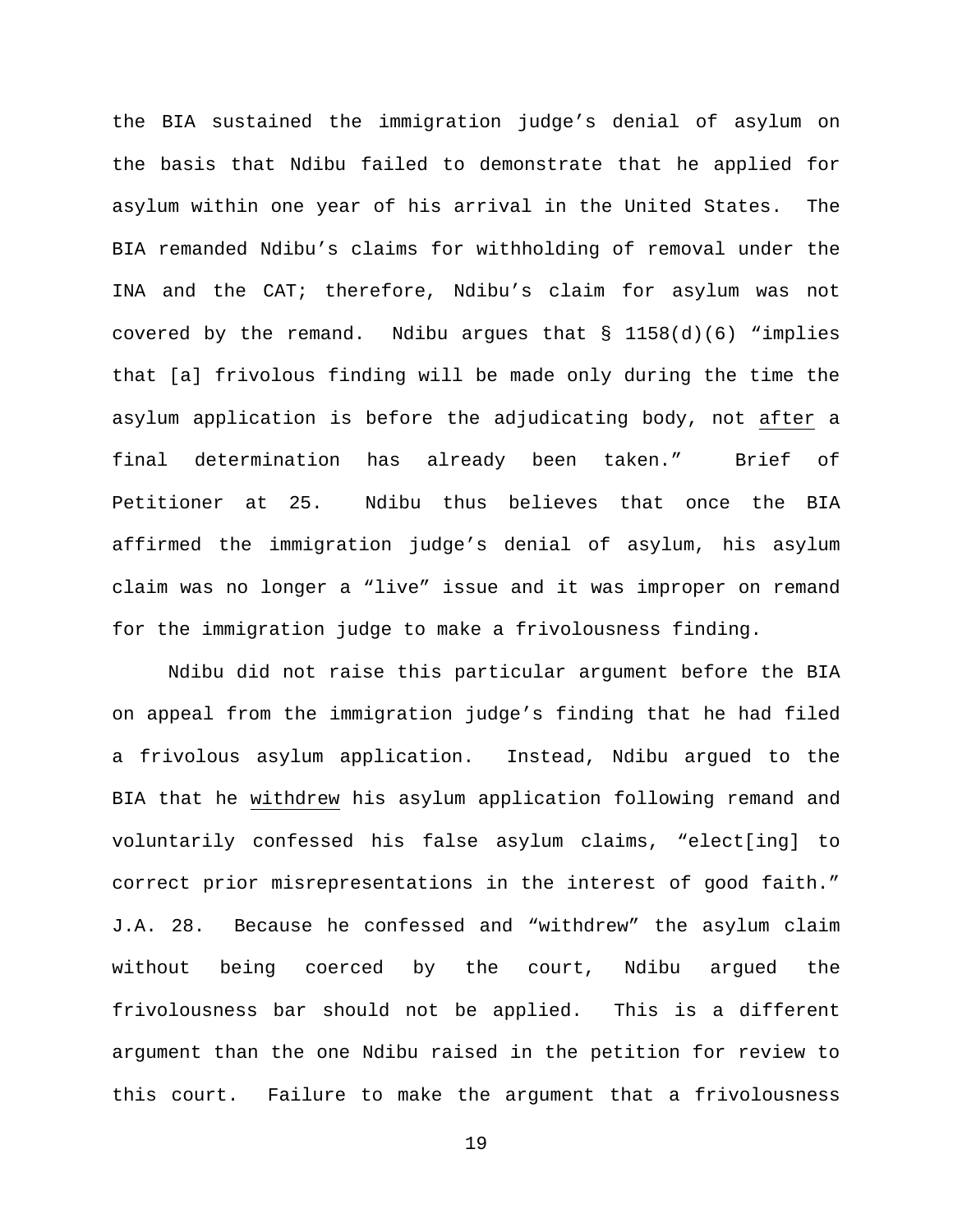the BIA sustained the immigration judge's denial of asylum on the basis that Ndibu failed to demonstrate that he applied for asylum within one year of his arrival in the United States. The BIA remanded Ndibu's claims for withholding of removal under the INA and the CAT; therefore, Ndibu's claim for asylum was not covered by the remand. Ndibu argues that § 1158(d)(6) "implies that [a] frivolous finding will be made only during the time the asylum application is before the adjudicating body, not <u>after</u> a final determination has already been taken." Brief of Petitioner at 25. Ndibu thus believes that once the BIA affirmed the immigration judge's denial of asylum, his asylum claim was no longer a "live" issue and it was improper on remand for the immigration judge to make a frivolousness finding.

Ndibu did not raise this particular argument before the BIA on appeal from the immigration judge's finding that he had filed a frivolous asylum application. Instead, Ndibu argued to the BIA that he <u>withdrew</u> his asylum application following remand and voluntarily confessed his false asylum claims, "elect[ing] to correct prior misrepresentations in the interest of good faith." J.A. 28. Because he confessed and "withdrew" the asylum claim without being coerced by the court, Ndibu argued the frivolousness bar should not be applied. This is a different argument than the one Ndibu raised in the petition for review to this court. Failure to make the argument that a frivolousness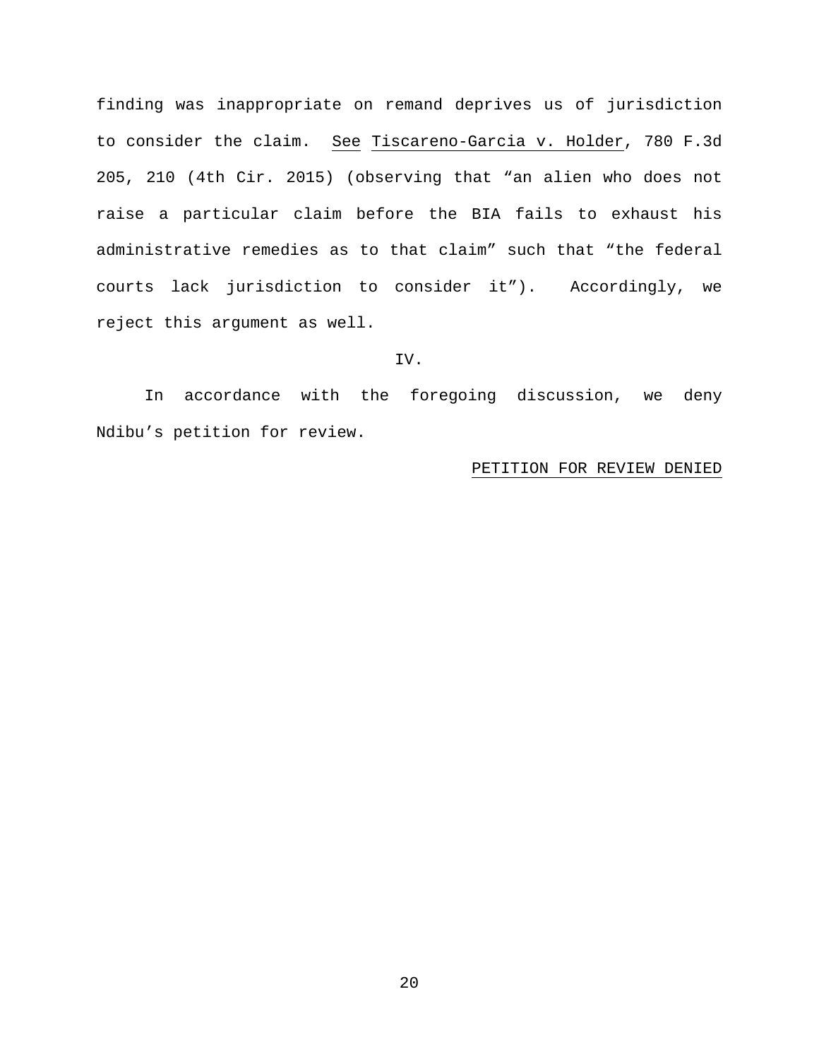finding was inappropriate on remand deprives us of jurisdiction to consider the claim. See Tiscareno-Garcia v. Holder, 780 F.3d 205, 210 (4th Cir. 2015) (observing that "an alien who does not raise a particular claim before the BIA fails to exhaust his administrative remedies as to that claim" such that "the federal courts lack jurisdiction to consider it"). Accordingly, we reject this argument as well.

IV.

In accordance with the foregoing discussion, we deny Ndibu's petition for review.

PETITION FOR REVIEW DENIED